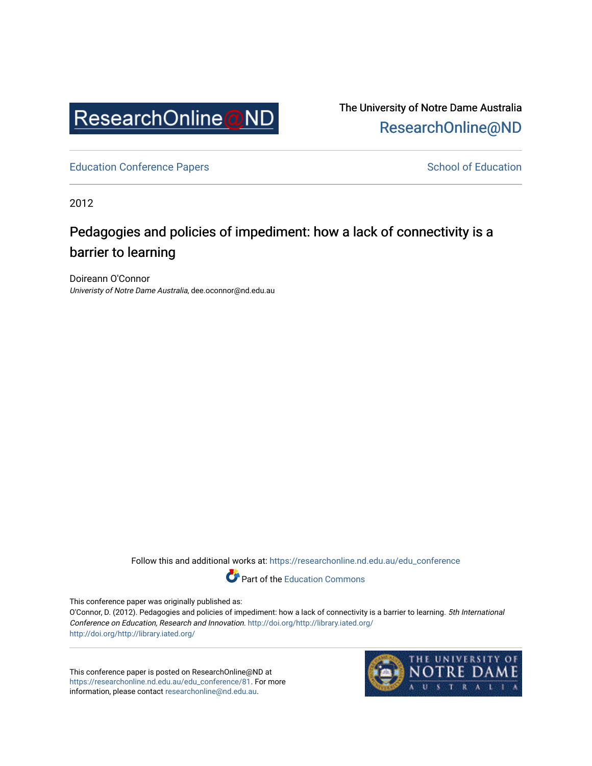The University of Notre Dame Australia
ResearchOnline@ND

Education Conference Papers

School of Education

2012

# Pedagogies and policies of impediment: how a lack of connectivity is a barrier to learning

Doireann O'Connor
*Univeristy of Notre Dame Australia*, dee.oconnor@nd.edu.au

Follow this and additional works at: https://researchonline.nd.edu.au/edu_conference

Part of the Education Commons

This conference paper was originally published as:
O'Connor, D. (2012). Pedagogies and policies of impediment: how a lack of connectivity is a barrier to learning. *5th International Conference on Education, Research and Innovation.* http://doi.org/http://library.iated.org/
http://doi.org/http://library.iated.org/

This conference paper is posted on ResearchOnline@ND at https://researchonline.nd.edu.au/edu_conference/81. For more information, please contact researchonline@nd.edu.au.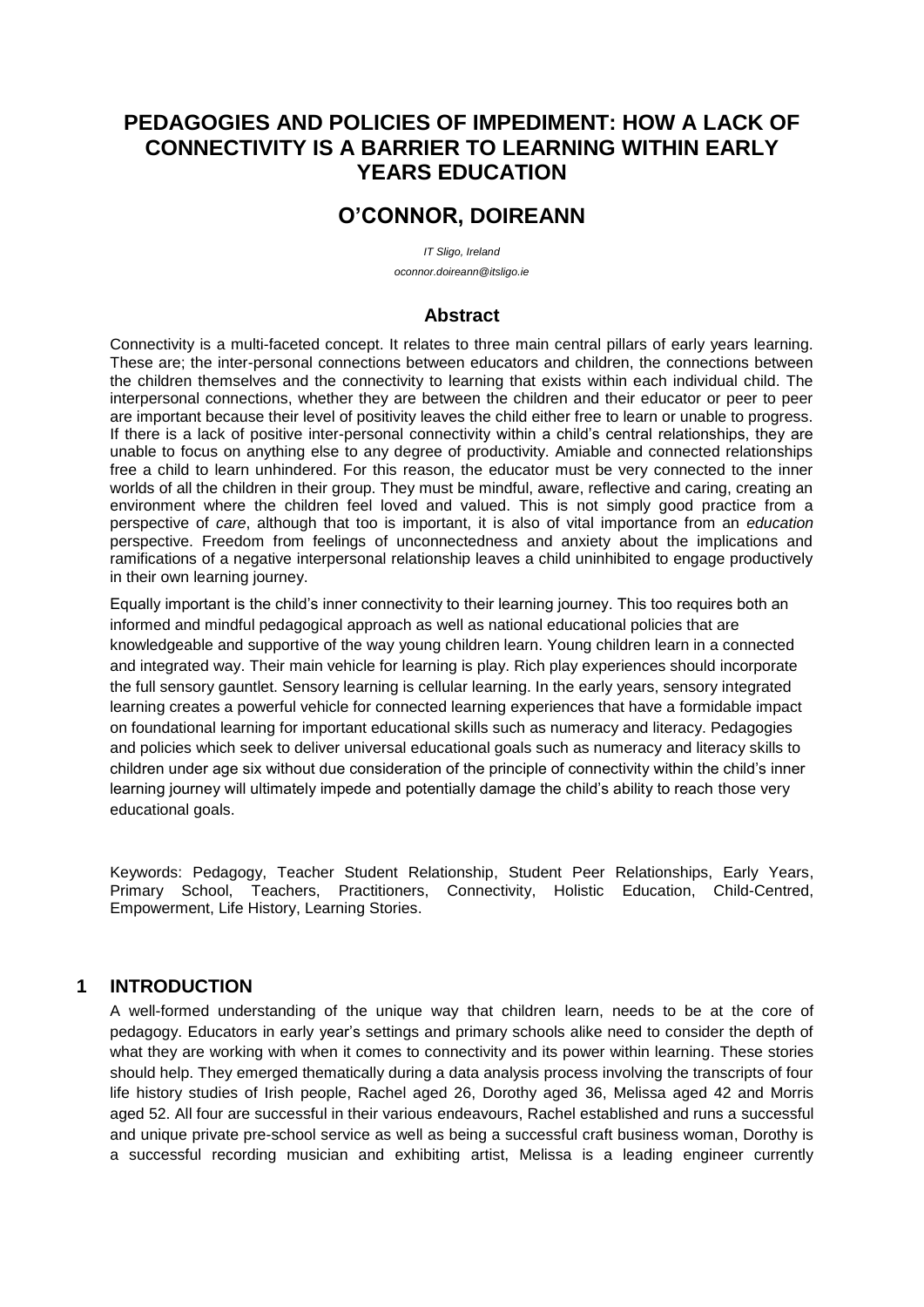# PEDAGOGIES AND POLICIES OF IMPEDIMENT: HOW A LACK OF CONNECTIVITY IS A BARRIER TO LEARNING WITHIN EARLY YEARS EDUCATION

## O'CONNOR, DOIREANN

*IT Sligo, Ireland*

*oconnor.doireann@itsligo.ie*

### Abstract

Connectivity is a multi-faceted concept. It relates to three main central pillars of early years learning. These are; the inter-personal connections between educators and children, the connections between the children themselves and the connectivity to learning that exists within each individual child. The interpersonal connections, whether they are between the children and their educator or peer to peer are important because their level of positivity leaves the child either free to learn or unable to progress. If there is a lack of positive inter-personal connectivity within a child's central relationships, they are unable to focus on anything else to any degree of productivity. Amiable and connected relationships free a child to learn unhindered. For this reason, the educator must be very connected to the inner worlds of all the children in their group. They must be mindful, aware, reflective and caring, creating an environment where the children feel loved and valued. This is not simply good practice from a perspective of *care*, although that too is important, it is also of vital importance from an *education* perspective. Freedom from feelings of unconnectedness and anxiety about the implications and ramifications of a negative interpersonal relationship leaves a child uninhibited to engage productively in their own learning journey.

Equally important is the child's inner connectivity to their learning journey. This too requires both an informed and mindful pedagogical approach as well as national educational policies that are knowledgeable and supportive of the way young children learn. Young children learn in a connected and integrated way. Their main vehicle for learning is play. Rich play experiences should incorporate the full sensory gauntlet. Sensory learning is cellular learning. In the early years, sensory integrated learning creates a powerful vehicle for connected learning experiences that have a formidable impact on foundational learning for important educational skills such as numeracy and literacy. Pedagogies and policies which seek to deliver universal educational goals such as numeracy and literacy skills to children under age six without due consideration of the principle of connectivity within the child's inner learning journey will ultimately impede and potentially damage the child's ability to reach those very educational goals.

Keywords: Pedagogy, Teacher Student Relationship, Student Peer Relationships, Early Years, Primary School, Teachers, Practitioners, Connectivity, Holistic Education, Child-Centred, Empowerment, Life History, Learning Stories.

## 1 INTRODUCTION

A well-formed understanding of the unique way that children learn, needs to be at the core of pedagogy. Educators in early year's settings and primary schools alike need to consider the depth of what they are working with when it comes to connectivity and its power within learning. These stories should help. They emerged thematically during a data analysis process involving the transcripts of four life history studies of Irish people, Rachel aged 26, Dorothy aged 36, Melissa aged 42 and Morris aged 52. All four are successful in their various endeavours, Rachel established and runs a successful and unique private pre-school service as well as being a successful craft business woman, Dorothy is a successful recording musician and exhibiting artist, Melissa is a leading engineer currently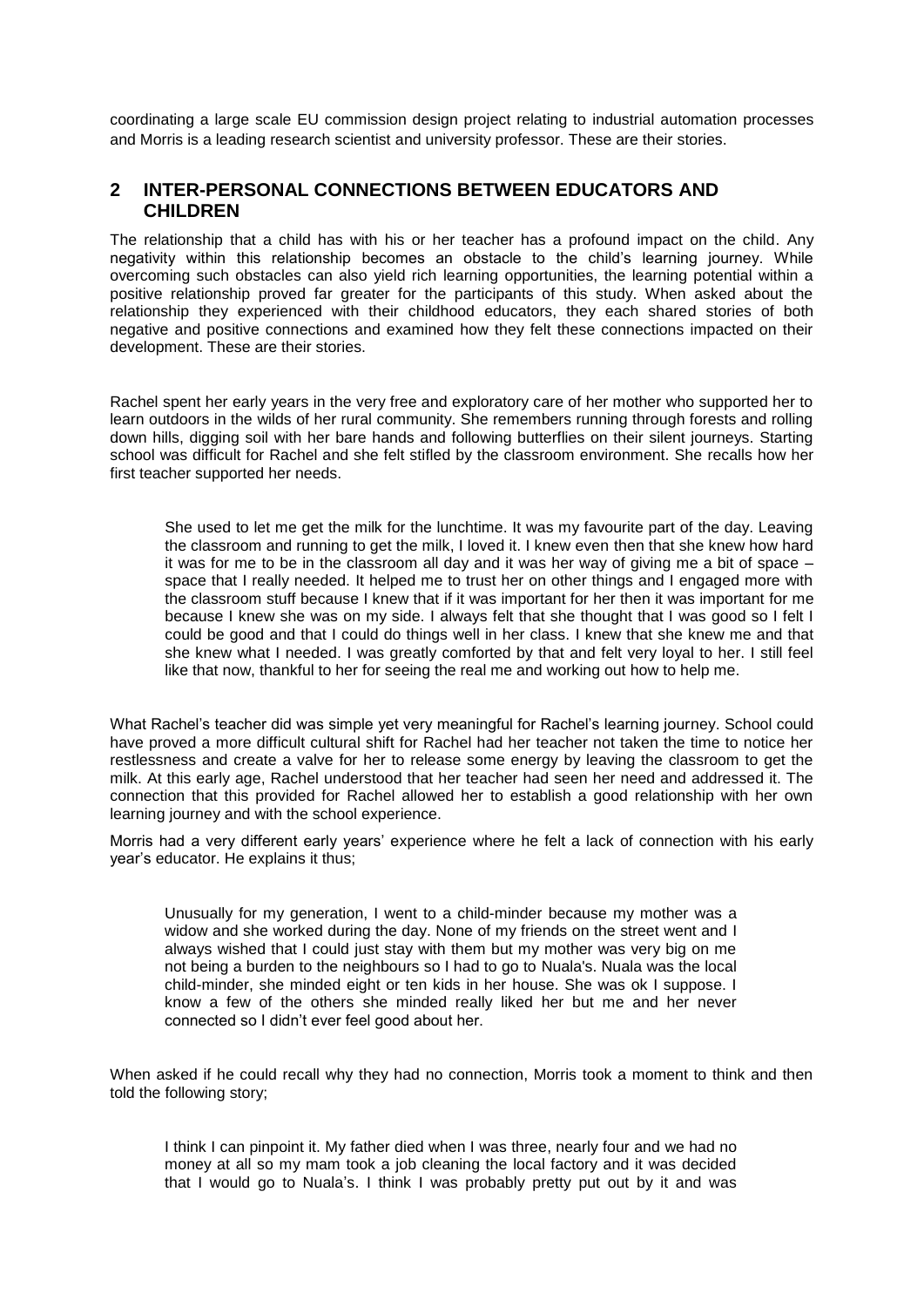coordinating a large scale EU commission design project relating to industrial automation processes and Morris is a leading research scientist and university professor. These are their stories.

## 2 INTER-PERSONAL CONNECTIONS BETWEEN EDUCATORS AND CHILDREN

The relationship that a child has with his or her teacher has a profound impact on the child. Any negativity within this relationship becomes an obstacle to the child's learning journey. While overcoming such obstacles can also yield rich learning opportunities, the learning potential within a positive relationship proved far greater for the participants of this study. When asked about the relationship they experienced with their childhood educators, they each shared stories of both negative and positive connections and examined how they felt these connections impacted on their development. These are their stories.

Rachel spent her early years in the very free and exploratory care of her mother who supported her to learn outdoors in the wilds of her rural community. She remembers running through forests and rolling down hills, digging soil with her bare hands and following butterflies on their silent journeys. Starting school was difficult for Rachel and she felt stifled by the classroom environment. She recalls how her first teacher supported her needs.

> She used to let me get the milk for the lunchtime. It was my favourite part of the day. Leaving the classroom and running to get the milk, I loved it. I knew even then that she knew how hard it was for me to be in the classroom all day and it was her way of giving me a bit of space – space that I really needed. It helped me to trust her on other things and I engaged more with the classroom stuff because I knew that if it was important for her then it was important for me because I knew she was on my side. I always felt that she thought that I was good so I felt I could be good and that I could do things well in her class. I knew that she knew me and that she knew what I needed. I was greatly comforted by that and felt very loyal to her. I still feel like that now, thankful to her for seeing the real me and working out how to help me.

What Rachel's teacher did was simple yet very meaningful for Rachel's learning journey. School could have proved a more difficult cultural shift for Rachel had her teacher not taken the time to notice her restlessness and create a valve for her to release some energy by leaving the classroom to get the milk. At this early age, Rachel understood that her teacher had seen her need and addressed it. The connection that this provided for Rachel allowed her to establish a good relationship with her own learning journey and with the school experience.

Morris had a very different early years' experience where he felt a lack of connection with his early year's educator. He explains it thus;

> Unusually for my generation, I went to a child-minder because my mother was a widow and she worked during the day. None of my friends on the street went and I always wished that I could just stay with them but my mother was very big on me not being a burden to the neighbours so I had to go to Nuala's. Nuala was the local child-minder, she minded eight or ten kids in her house. She was ok I suppose. I know a few of the others she minded really liked her but me and her never connected so I didn't ever feel good about her.

When asked if he could recall why they had no connection, Morris took a moment to think and then told the following story;

> I think I can pinpoint it. My father died when I was three, nearly four and we had no money at all so my mam took a job cleaning the local factory and it was decided that I would go to Nuala's. I think I was probably pretty put out by it and was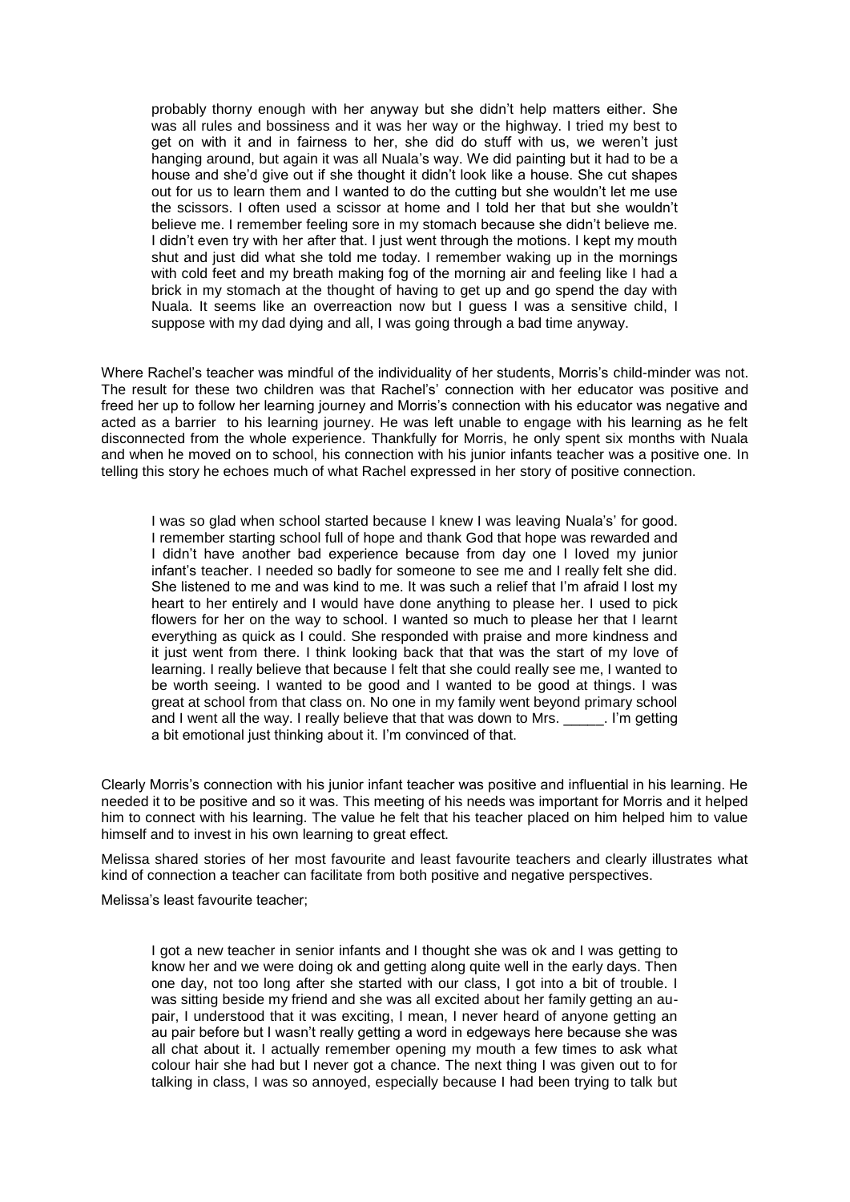> probably thorny enough with her anyway but she didn't help matters either. She was all rules and bossiness and it was her way or the highway. I tried my best to get on with it and in fairness to her, she did do stuff with us, we weren't just hanging around, but again it was all Nuala's way. We did painting but it had to be a house and she'd give out if she thought it didn't look like a house. She cut shapes out for us to learn them and I wanted to do the cutting but she wouldn't let me use the scissors. I often used a scissor at home and I told her that but she wouldn't believe me. I remember feeling sore in my stomach because she didn't believe me. I didn't even try with her after that. I just went through the motions. I kept my mouth shut and just did what she told me today. I remember waking up in the mornings with cold feet and my breath making fog of the morning air and feeling like I had a brick in my stomach at the thought of having to get up and go spend the day with Nuala. It seems like an overreaction now but I guess I was a sensitive child, I suppose with my dad dying and all, I was going through a bad time anyway.

Where Rachel's teacher was mindful of the individuality of her students, Morris's child-minder was not. The result for these two children was that Rachel's' connection with her educator was positive and freed her up to follow her learning journey and Morris's connection with his educator was negative and acted as a barrier to his learning journey. He was left unable to engage with his learning as he felt disconnected from the whole experience. Thankfully for Morris, he only spent six months with Nuala and when he moved on to school, his connection with his junior infants teacher was a positive one. In telling this story he echoes much of what Rachel expressed in her story of positive connection.

> I was so glad when school started because I knew I was leaving Nuala's' for good. I remember starting school full of hope and thank God that hope was rewarded and I didn't have another bad experience because from day one I loved my junior infant's teacher. I needed so badly for someone to see me and I really felt she did. She listened to me and was kind to me. It was such a relief that I'm afraid I lost my heart to her entirely and I would have done anything to please her. I used to pick flowers for her on the way to school. I wanted so much to please her that I learnt everything as quick as I could. She responded with praise and more kindness and it just went from there. I think looking back that that was the start of my love of learning. I really believe that because I felt that she could really see me, I wanted to be worth seeing. I wanted to be good and I wanted to be good at things. I was great at school from that class on. No one in my family went beyond primary school and I went all the way. I really believe that that was down to Mrs. _____. I'm getting a bit emotional just thinking about it. I'm convinced of that.

Clearly Morris's connection with his junior infant teacher was positive and influential in his learning. He needed it to be positive and so it was. This meeting of his needs was important for Morris and it helped him to connect with his learning. The value he felt that his teacher placed on him helped him to value himself and to invest in his own learning to great effect.

Melissa shared stories of her most favourite and least favourite teachers and clearly illustrates what kind of connection a teacher can facilitate from both positive and negative perspectives.

Melissa's least favourite teacher;

> I got a new teacher in senior infants and I thought she was ok and I was getting to know her and we were doing ok and getting along quite well in the early days. Then one day, not too long after she started with our class, I got into a bit of trouble. I was sitting beside my friend and she was all excited about her family getting an au-pair, I understood that it was exciting, I mean, I never heard of anyone getting an au pair before but I wasn't really getting a word in edgeways here because she was all chat about it. I actually remember opening my mouth a few times to ask what colour hair she had but I never got a chance. The next thing I was given out to for talking in class, I was so annoyed, especially because I had been trying to talk but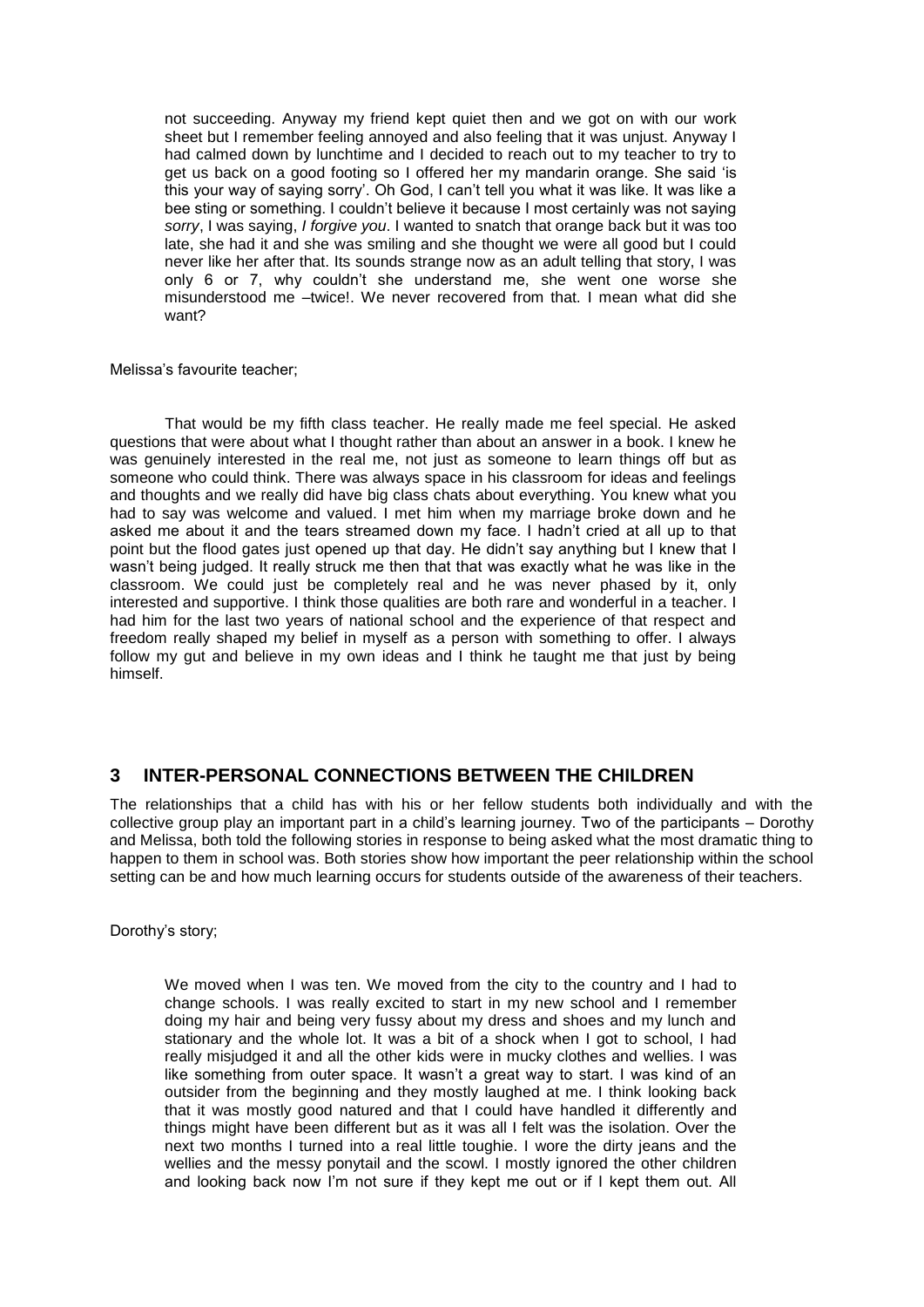> not succeeding. Anyway my friend kept quiet then and we got on with our work sheet but I remember feeling annoyed and also feeling that it was unjust. Anyway I had calmed down by lunchtime and I decided to reach out to my teacher to try to get us back on a good footing so I offered her my mandarin orange. She said 'is this your way of saying sorry'. Oh God, I can't tell you what it was like. It was like a bee sting or something. I couldn't believe it because I most certainly was not saying *sorry*, I was saying, *I forgive you*. I wanted to snatch that orange back but it was too late, she had it and she was smiling and she thought we were all good but I could never like her after that. Its sounds strange now as an adult telling that story, I was only 6 or 7, why couldn't she understand me, she went one worse she misunderstood me –twice!. We never recovered from that. I mean what did she want?

Melissa's favourite teacher;

> That would be my fifth class teacher. He really made me feel special. He asked questions that were about what I thought rather than about an answer in a book. I knew he was genuinely interested in the real me, not just as someone to learn things off but as someone who could think. There was always space in his classroom for ideas and feelings and thoughts and we really did have big class chats about everything. You knew what you had to say was welcome and valued. I met him when my marriage broke down and he asked me about it and the tears streamed down my face. I hadn't cried at all up to that point but the flood gates just opened up that day. He didn't say anything but I knew that I wasn't being judged. It really struck me then that that was exactly what he was like in the classroom. We could just be completely real and he was never phased by it, only interested and supportive. I think those qualities are both rare and wonderful in a teacher. I had him for the last two years of national school and the experience of that respect and freedom really shaped my belief in myself as a person with something to offer. I always follow my gut and believe in my own ideas and I think he taught me that just by being himself.

## 3 INTER-PERSONAL CONNECTIONS BETWEEN THE CHILDREN

The relationships that a child has with his or her fellow students both individually and with the collective group play an important part in a child's learning journey. Two of the participants – Dorothy and Melissa, both told the following stories in response to being asked what the most dramatic thing to happen to them in school was. Both stories show how important the peer relationship within the school setting can be and how much learning occurs for students outside of the awareness of their teachers.

Dorothy's story;

> We moved when I was ten. We moved from the city to the country and I had to change schools. I was really excited to start in my new school and I remember doing my hair and being very fussy about my dress and shoes and my lunch and stationary and the whole lot. It was a bit of a shock when I got to school, I had really misjudged it and all the other kids were in mucky clothes and wellies. I was like something from outer space. It wasn't a great way to start. I was kind of an outsider from the beginning and they mostly laughed at me. I think looking back that it was mostly good natured and that I could have handled it differently and things might have been different but as it was all I felt was the isolation. Over the next two months I turned into a real little toughie. I wore the dirty jeans and the wellies and the messy ponytail and the scowl. I mostly ignored the other children and looking back now I'm not sure if they kept me out or if I kept them out. All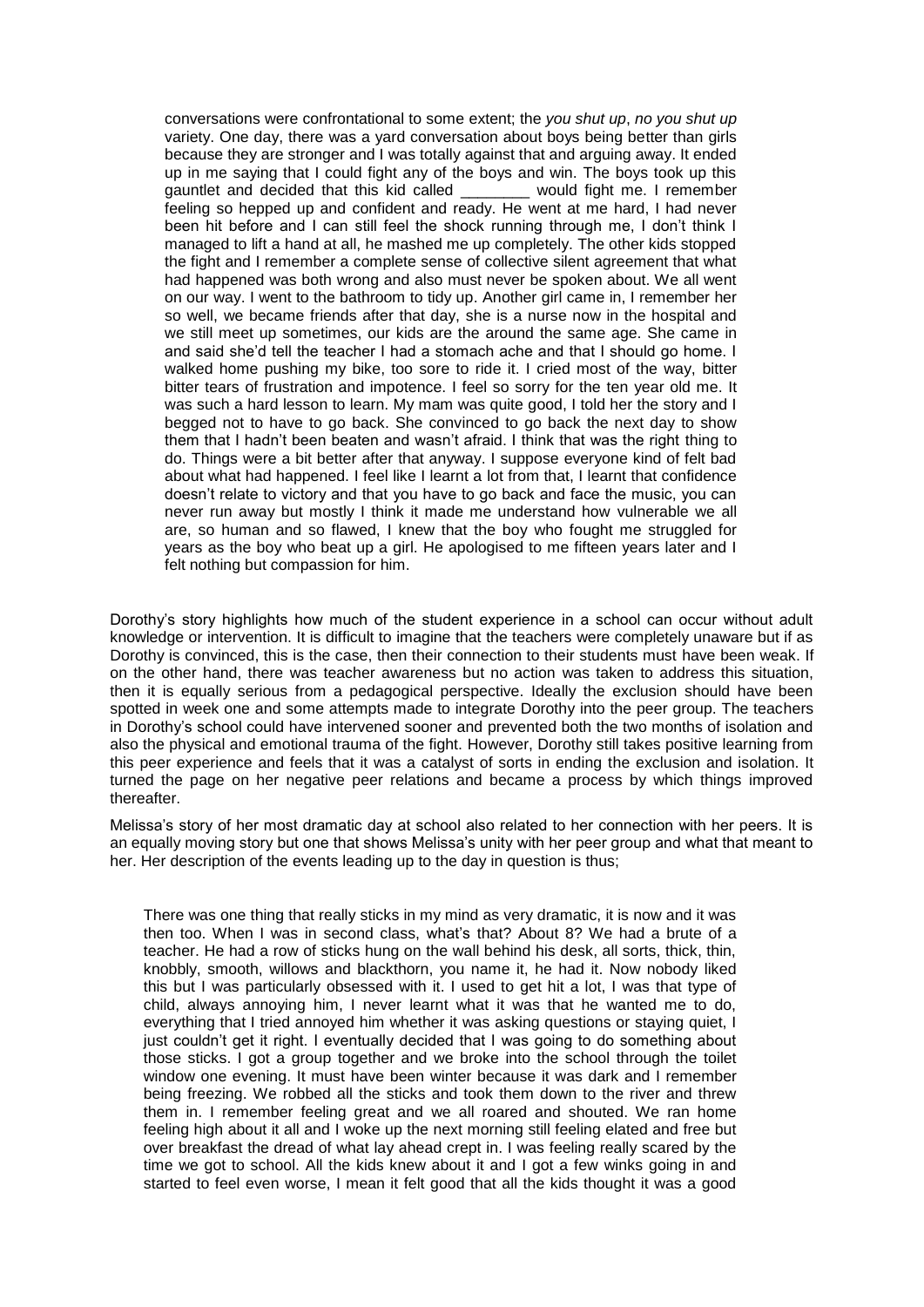> conversations were confrontational to some extent; the *you shut up*, *no you shut up* variety. One day, there was a yard conversation about boys being better than girls because they are stronger and I was totally against that and arguing away. It ended up in me saying that I could fight any of the boys and win. The boys took up this gauntlet and decided that this kid called ________ would fight me. I remember feeling so hepped up and confident and ready. He went at me hard, I had never been hit before and I can still feel the shock running through me, I don't think I managed to lift a hand at all, he mashed me up completely. The other kids stopped the fight and I remember a complete sense of collective silent agreement that what had happened was both wrong and also must never be spoken about. We all went on our way. I went to the bathroom to tidy up. Another girl came in, I remember her so well, we became friends after that day, she is a nurse now in the hospital and we still meet up sometimes, our kids are the around the same age. She came in and said she'd tell the teacher I had a stomach ache and that I should go home. I walked home pushing my bike, too sore to ride it. I cried most of the way, bitter bitter tears of frustration and impotence. I feel so sorry for the ten year old me. It was such a hard lesson to learn. My mam was quite good, I told her the story and I begged not to have to go back. She convinced to go back the next day to show them that I hadn't been beaten and wasn't afraid. I think that was the right thing to do. Things were a bit better after that anyway. I suppose everyone kind of felt bad about what had happened. I feel like I learnt a lot from that, I learnt that confidence doesn't relate to victory and that you have to go back and face the music, you can never run away but mostly I think it made me understand how vulnerable we all are, so human and so flawed, I knew that the boy who fought me struggled for years as the boy who beat up a girl. He apologised to me fifteen years later and I felt nothing but compassion for him.

Dorothy's story highlights how much of the student experience in a school can occur without adult knowledge or intervention. It is difficult to imagine that the teachers were completely unaware but if as Dorothy is convinced, this is the case, then their connection to their students must have been weak. If on the other hand, there was teacher awareness but no action was taken to address this situation, then it is equally serious from a pedagogical perspective. Ideally the exclusion should have been spotted in week one and some attempts made to integrate Dorothy into the peer group. The teachers in Dorothy's school could have intervened sooner and prevented both the two months of isolation and also the physical and emotional trauma of the fight. However, Dorothy still takes positive learning from this peer experience and feels that it was a catalyst of sorts in ending the exclusion and isolation. It turned the page on her negative peer relations and became a process by which things improved thereafter.

Melissa's story of her most dramatic day at school also related to her connection with her peers. It is an equally moving story but one that shows Melissa's unity with her peer group and what that meant to her. Her description of the events leading up to the day in question is thus;

> There was one thing that really sticks in my mind as very dramatic, it is now and it was then too. When I was in second class, what's that? About 8? We had a brute of a teacher. He had a row of sticks hung on the wall behind his desk, all sorts, thick, thin, knobbly, smooth, willows and blackthorn, you name it, he had it. Now nobody liked this but I was particularly obsessed with it. I used to get hit a lot, I was that type of child, always annoying him, I never learnt what it was that he wanted me to do, everything that I tried annoyed him whether it was asking questions or staying quiet, I just couldn't get it right. I eventually decided that I was going to do something about those sticks. I got a group together and we broke into the school through the toilet window one evening. It must have been winter because it was dark and I remember being freezing. We robbed all the sticks and took them down to the river and threw them in. I remember feeling great and we all roared and shouted. We ran home feeling high about it all and I woke up the next morning still feeling elated and free but over breakfast the dread of what lay ahead crept in. I was feeling really scared by the time we got to school. All the kids knew about it and I got a few winks going in and started to feel even worse, I mean it felt good that all the kids thought it was a good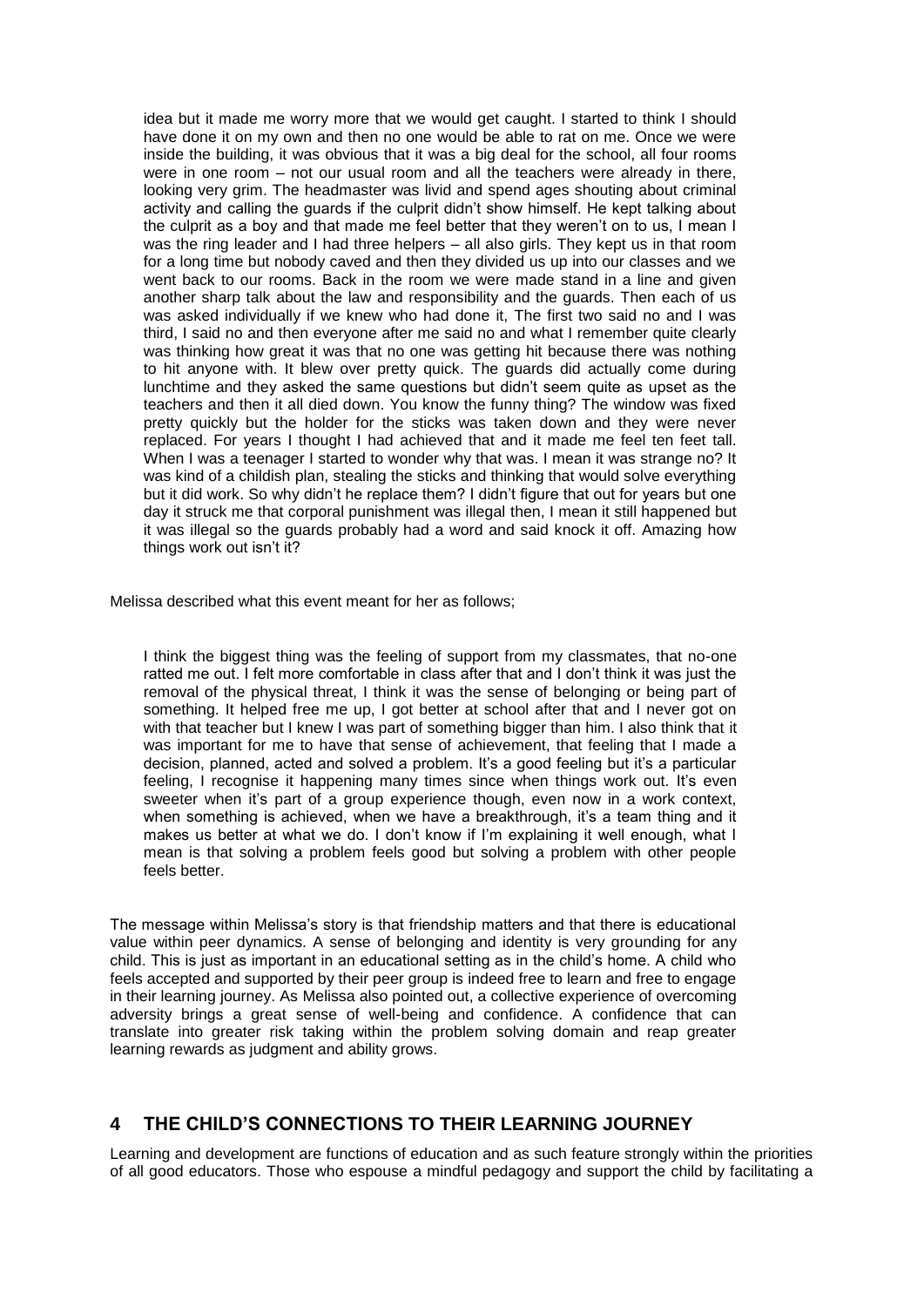> idea but it made me worry more that we would get caught. I started to think I should have done it on my own and then no one would be able to rat on me. Once we were inside the building, it was obvious that it was a big deal for the school, all four rooms were in one room – not our usual room and all the teachers were already in there, looking very grim. The headmaster was livid and spend ages shouting about criminal activity and calling the guards if the culprit didn't show himself. He kept talking about the culprit as a boy and that made me feel better that they weren't on to us, I mean I was the ring leader and I had three helpers – all also girls. They kept us in that room for a long time but nobody caved and then they divided us up into our classes and we went back to our rooms. Back in the room we were made stand in a line and given another sharp talk about the law and responsibility and the guards. Then each of us was asked individually if we knew who had done it, The first two said no and I was third, I said no and then everyone after me said no and what I remember quite clearly was thinking how great it was that no one was getting hit because there was nothing to hit anyone with. It blew over pretty quick. The guards did actually come during lunchtime and they asked the same questions but didn't seem quite as upset as the teachers and then it all died down. You know the funny thing? The window was fixed pretty quickly but the holder for the sticks was taken down and they were never replaced. For years I thought I had achieved that and it made me feel ten feet tall. When I was a teenager I started to wonder why that was. I mean it was strange no? It was kind of a childish plan, stealing the sticks and thinking that would solve everything but it did work. So why didn't he replace them? I didn't figure that out for years but one day it struck me that corporal punishment was illegal then, I mean it still happened but it was illegal so the guards probably had a word and said knock it off. Amazing how things work out isn't it?

Melissa described what this event meant for her as follows;

> I think the biggest thing was the feeling of support from my classmates, that no-one ratted me out. I felt more comfortable in class after that and I don't think it was just the removal of the physical threat, I think it was the sense of belonging or being part of something. It helped free me up, I got better at school after that and I never got on with that teacher but I knew I was part of something bigger than him. I also think that it was important for me to have that sense of achievement, that feeling that I made a decision, planned, acted and solved a problem. It's a good feeling but it's a particular feeling, I recognise it happening many times since when things work out. It's even sweeter when it's part of a group experience though, even now in a work context, when something is achieved, when we have a breakthrough, it's a team thing and it makes us better at what we do. I don't know if I'm explaining it well enough, what I mean is that solving a problem feels good but solving a problem with other people feels better.

The message within Melissa's story is that friendship matters and that there is educational value within peer dynamics. A sense of belonging and identity is very grounding for any child. This is just as important in an educational setting as in the child's home. A child who feels accepted and supported by their peer group is indeed free to learn and free to engage in their learning journey. As Melissa also pointed out, a collective experience of overcoming adversity brings a great sense of well-being and confidence. A confidence that can translate into greater risk taking within the problem solving domain and reap greater learning rewards as judgment and ability grows.

## 4 THE CHILD'S CONNECTIONS TO THEIR LEARNING JOURNEY

Learning and development are functions of education and as such feature strongly within the priorities of all good educators. Those who espouse a mindful pedagogy and support the child by facilitating a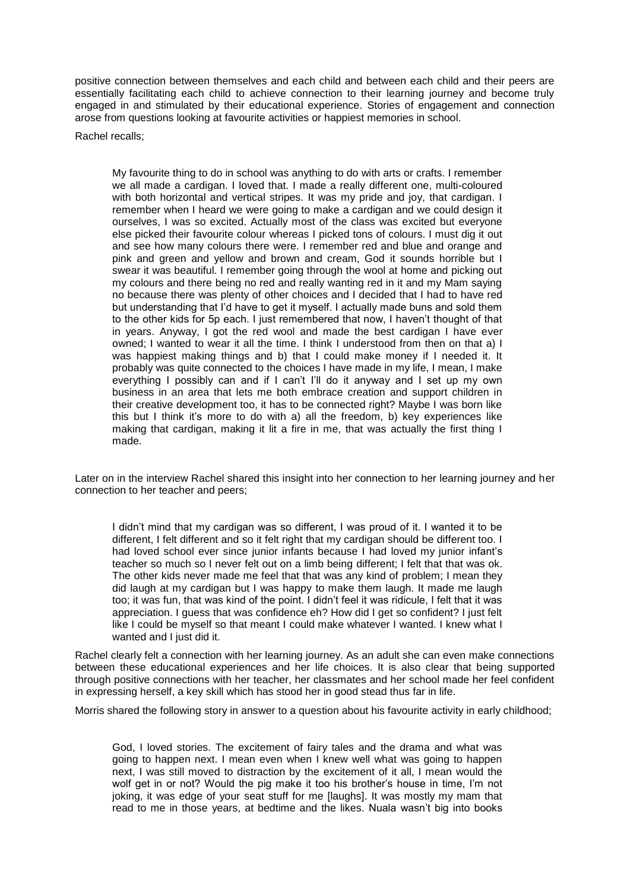positive connection between themselves and each child and between each child and their peers are essentially facilitating each child to achieve connection to their learning journey and become truly engaged in and stimulated by their educational experience. Stories of engagement and connection arose from questions looking at favourite activities or happiest memories in school.

Rachel recalls;

> My favourite thing to do in school was anything to do with arts or crafts. I remember we all made a cardigan. I loved that. I made a really different one, multi-coloured with both horizontal and vertical stripes. It was my pride and joy, that cardigan. I remember when I heard we were going to make a cardigan and we could design it ourselves, I was so excited. Actually most of the class was excited but everyone else picked their favourite colour whereas I picked tons of colours. I must dig it out and see how many colours there were. I remember red and blue and orange and pink and green and yellow and brown and cream, God it sounds horrible but I swear it was beautiful. I remember going through the wool at home and picking out my colours and there being no red and really wanting red in it and my Mam saying no because there was plenty of other choices and I decided that I had to have red but understanding that I'd have to get it myself. I actually made buns and sold them to the other kids for 5p each. I just remembered that now, I haven't thought of that in years. Anyway, I got the red wool and made the best cardigan I have ever owned; I wanted to wear it all the time. I think I understood from then on that a) I was happiest making things and b) that I could make money if I needed it. It probably was quite connected to the choices I have made in my life, I mean, I make everything I possibly can and if I can't I'll do it anyway and I set up my own business in an area that lets me both embrace creation and support children in their creative development too, it has to be connected right? Maybe I was born like this but I think it's more to do with a) all the freedom, b) key experiences like making that cardigan, making it lit a fire in me, that was actually the first thing I made.

Later on in the interview Rachel shared this insight into her connection to her learning journey and her connection to her teacher and peers;

> I didn't mind that my cardigan was so different, I was proud of it. I wanted it to be different, I felt different and so it felt right that my cardigan should be different too. I had loved school ever since junior infants because I had loved my junior infant's teacher so much so I never felt out on a limb being different; I felt that that was ok. The other kids never made me feel that that was any kind of problem; I mean they did laugh at my cardigan but I was happy to make them laugh. It made me laugh too; it was fun, that was kind of the point. I didn't feel it was ridicule, I felt that it was appreciation. I guess that was confidence eh? How did I get so confident? I just felt like I could be myself so that meant I could make whatever I wanted. I knew what I wanted and I just did it.

Rachel clearly felt a connection with her learning journey. As an adult she can even make connections between these educational experiences and her life choices. It is also clear that being supported through positive connections with her teacher, her classmates and her school made her feel confident in expressing herself, a key skill which has stood her in good stead thus far in life.

Morris shared the following story in answer to a question about his favourite activity in early childhood;

> God, I loved stories. The excitement of fairy tales and the drama and what was going to happen next. I mean even when I knew well what was going to happen next, I was still moved to distraction by the excitement of it all, I mean would the wolf get in or not? Would the pig make it too his brother's house in time, I'm not joking, it was edge of your seat stuff for me [laughs]. It was mostly my mam that read to me in those years, at bedtime and the likes. Nuala wasn't big into books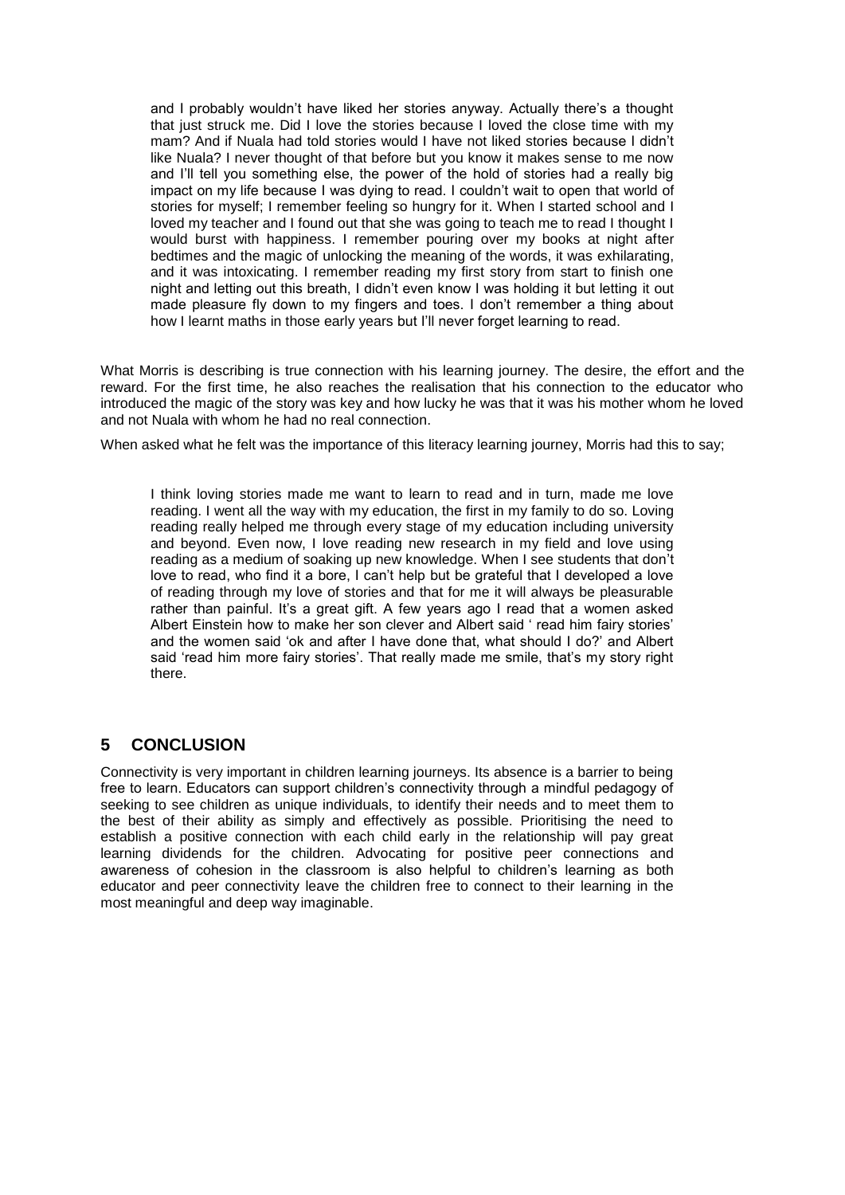> and I probably wouldn't have liked her stories anyway. Actually there's a thought that just struck me. Did I love the stories because I loved the close time with my mam? And if Nuala had told stories would I have not liked stories because I didn't like Nuala? I never thought of that before but you know it makes sense to me now and I'll tell you something else, the power of the hold of stories had a really big impact on my life because I was dying to read. I couldn't wait to open that world of stories for myself; I remember feeling so hungry for it. When I started school and I loved my teacher and I found out that she was going to teach me to read I thought I would burst with happiness. I remember pouring over my books at night after bedtimes and the magic of unlocking the meaning of the words, it was exhilarating, and it was intoxicating. I remember reading my first story from start to finish one night and letting out this breath, I didn't even know I was holding it but letting it out made pleasure fly down to my fingers and toes. I don't remember a thing about how I learnt maths in those early years but I'll never forget learning to read.

What Morris is describing is true connection with his learning journey. The desire, the effort and the reward. For the first time, he also reaches the realisation that his connection to the educator who introduced the magic of the story was key and how lucky he was that it was his mother whom he loved and not Nuala with whom he had no real connection.

When asked what he felt was the importance of this literacy learning journey, Morris had this to say;

> I think loving stories made me want to learn to read and in turn, made me love reading. I went all the way with my education, the first in my family to do so. Loving reading really helped me through every stage of my education including university and beyond. Even now, I love reading new research in my field and love using reading as a medium of soaking up new knowledge. When I see students that don't love to read, who find it a bore, I can't help but be grateful that I developed a love of reading through my love of stories and that for me it will always be pleasurable rather than painful. It's a great gift. A few years ago I read that a women asked Albert Einstein how to make her son clever and Albert said ' read him fairy stories' and the women said 'ok and after I have done that, what should I do?' and Albert said 'read him more fairy stories'. That really made me smile, that's my story right there.

## 5 CONCLUSION

Connectivity is very important in children learning journeys. Its absence is a barrier to being free to learn. Educators can support children's connectivity through a mindful pedagogy of seeking to see children as unique individuals, to identify their needs and to meet them to the best of their ability as simply and effectively as possible. Prioritising the need to establish a positive connection with each child early in the relationship will pay great learning dividends for the children. Advocating for positive peer connections and awareness of cohesion in the classroom is also helpful to children's learning as both educator and peer connectivity leave the children free to connect to their learning in the most meaningful and deep way imaginable.